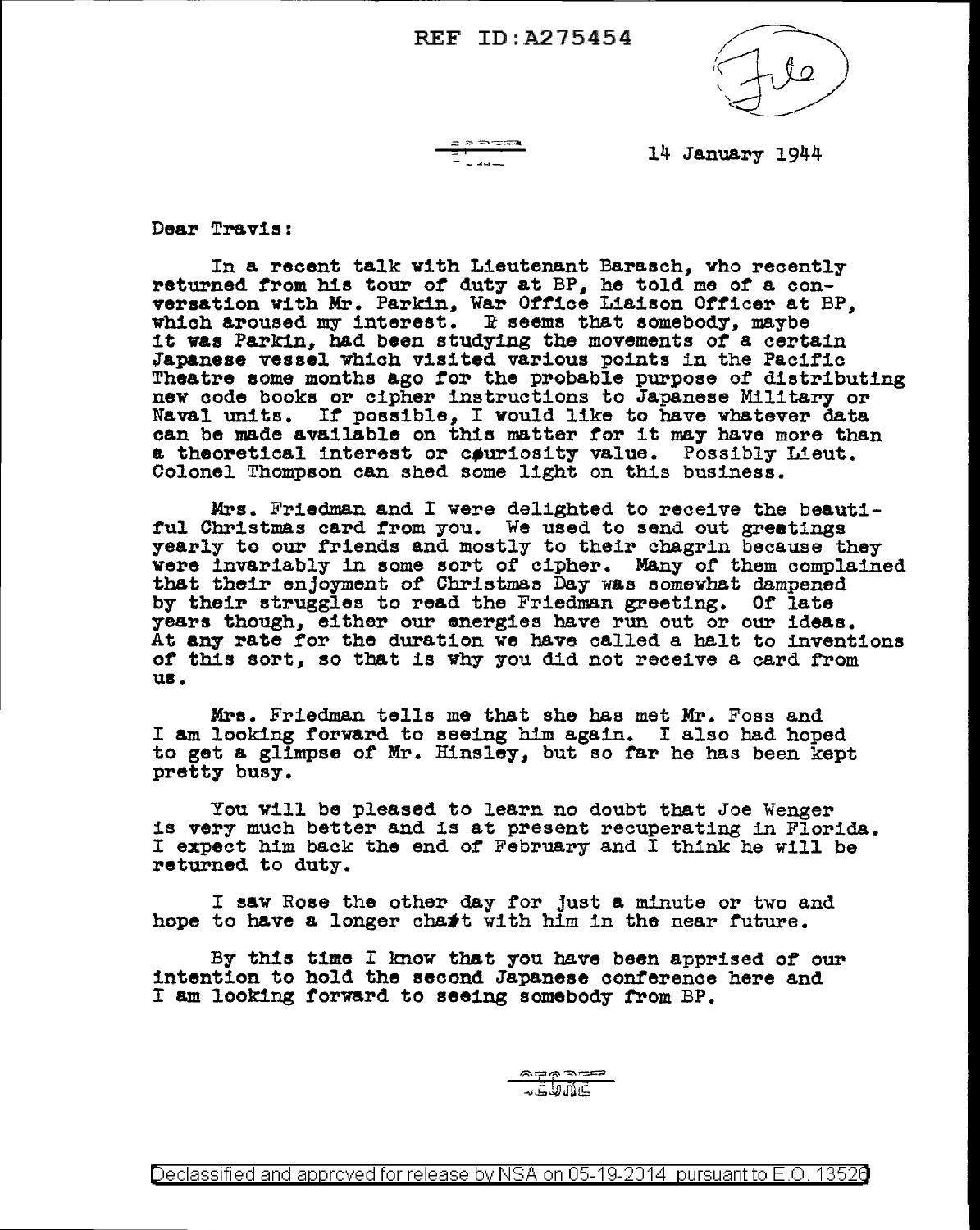REF ID:A275454

File

14 January 1944

Dear Travis:

In a recent talk with Lieutenant Barasch, who recently returned from his tour of duty at BP, he told me of a conversation with Mr. Parkin, War Office Liaison Officer at BP, which aroused my interest. It seems that somebody, maybe it was Parkin, had been studying the movements of a certain Japanese vessel which visited various points in the Pacific Theatre some months ago for the probable purpose of distributing new code books or cipher instructions to Japanese Military or Naval units. If possible, I would like to have whatever data can be made available on this matter for it may have more than a theoretical interest or curiosity value. Possibly Lieut. Colonel Thompson can shed some light on this business.

Mrs. Friedman and I were delighted to receive the beautiful Christmas card from you. We used to send out greetings yearly to our friends and mostly to their chagrin because they were invariably in some sort of cipher. Many of them complained that their enjoyment of Christmas Day was somewhat dampened by their struggles to read the Friedman greeting. Of late years though, either our energies have run out or our ideas. At any rate for the duration we have called a halt to inventions of this sort, so that is why you did not receive a card from us.

Mrs. Friedman tells me that she has met Mr. Foss and I am looking forward to seeing him again. I also had hoped to get a glimpse of Mr. Hinsley, but so far he has been kept pretty busy.

You will be pleased to learn no doubt that Joe Wenger is very much better and is at present recuperating in Florida. I expect him back the end of February and I think he will be returned to duty.

I saw Rose the other day for just a minute or two and hope to have a longer chat with him in the near future.

By this time I know that you have been apprised of our intention to hold the second Japanese conference here and I am looking forward to seeing somebody from BP.

Declassified and approved for release by NSA on 05-19-2014 pursuant to E.O. 13526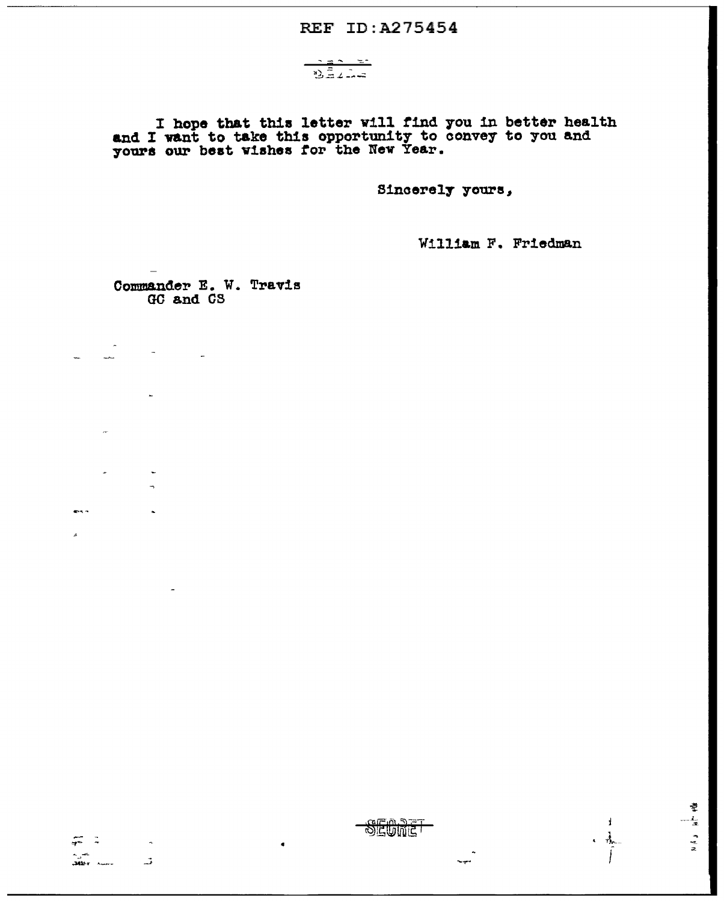I hope that this letter will find you in better health and I want to take this opportunity to convey to you and yours our best wishes for the New Year.

Sincerely yours,

William F. Friedman

Commander E. W. Travis
GC and CS

~~SECRET~~